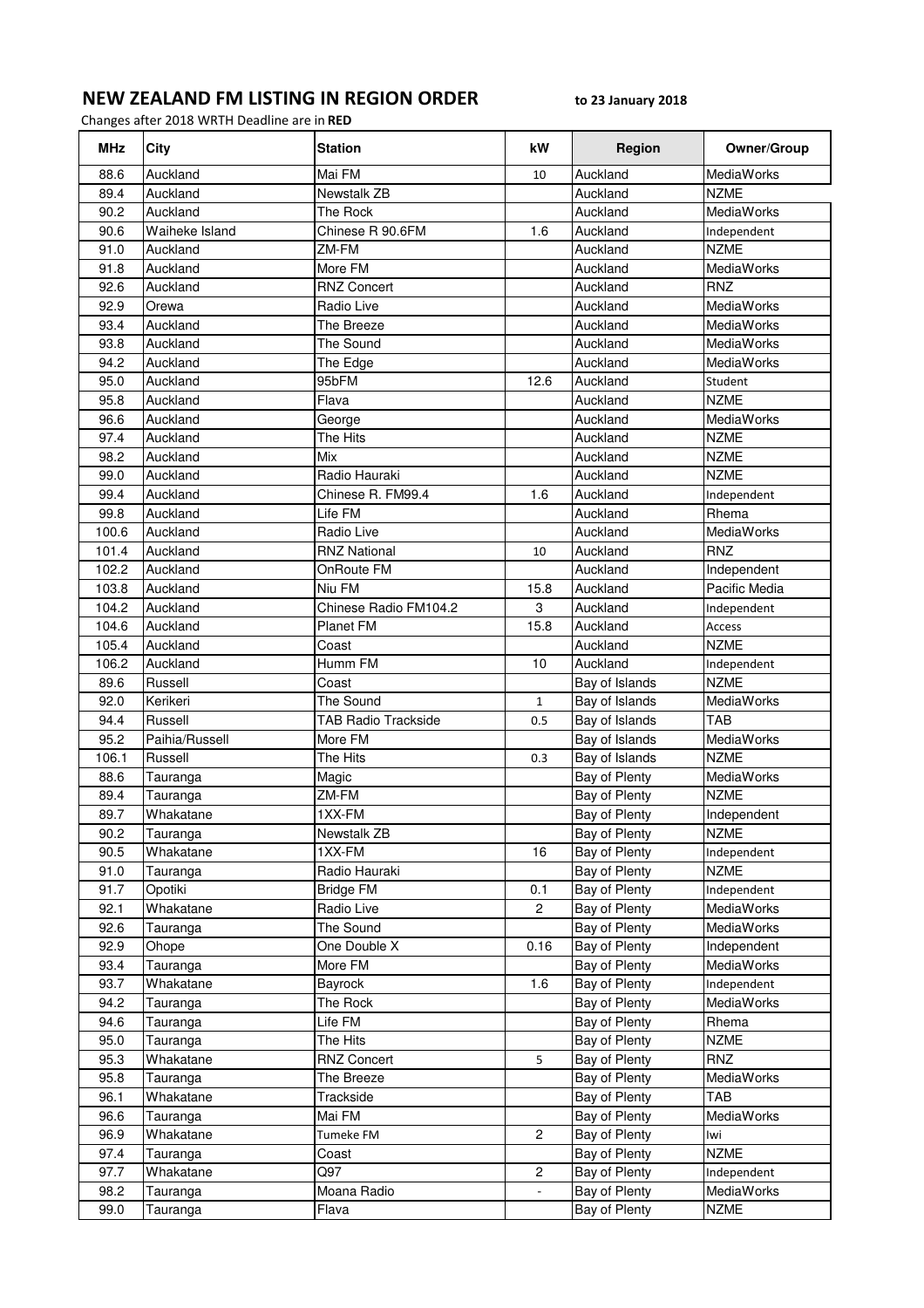# NEW ZEALAND FM LISTING IN REGION ORDER

**to 23 January 2018**

Changes after 2018 WRTH Deadline are in **RED**

| MHz | City | Station | kW | Region | Owner/Group |
|---|---|---|---|---|---|
| 88.6 | Auckland | Mai FM | 10 | Auckland | MediaWorks |
| 89.4 | Auckland | Newstalk ZB | | Auckland | NZME |
| 90.2 | Auckland | The Rock | | Auckland | MediaWorks |
| 90.6 | Waiheke Island | Chinese R 90.6FM | 1.6 | Auckland | Independent |
| 91.0 | Auckland | ZM-FM | | Auckland | NZME |
| 91.8 | Auckland | More FM | | Auckland | MediaWorks |
| 92.6 | Auckland | RNZ Concert | | Auckland | RNZ |
| 92.9 | Orewa | Radio Live | | Auckland | MediaWorks |
| 93.4 | Auckland | The Breeze | | Auckland | MediaWorks |
| 93.8 | Auckland | The Sound | | Auckland | MediaWorks |
| 94.2 | Auckland | The Edge | | Auckland | MediaWorks |
| 95.0 | Auckland | 95bFM | 12.6 | Auckland | Student |
| 95.8 | Auckland | Flava | | Auckland | NZME |
| 96.6 | Auckland | George | | Auckland | MediaWorks |
| 97.4 | Auckland | The Hits | | Auckland | NZME |
| 98.2 | Auckland | Mix | | Auckland | NZME |
| 99.0 | Auckland | Radio Hauraki | | Auckland | NZME |
| 99.4 | Auckland | Chinese R. FM99.4 | 1.6 | Auckland | Independent |
| 99.8 | Auckland | Life FM | | Auckland | Rhema |
| 100.6 | Auckland | Radio Live | | Auckland | MediaWorks |
| 101.4 | Auckland | RNZ National | 10 | Auckland | RNZ |
| 102.2 | Auckland | OnRoute FM | | Auckland | Independent |
| 103.8 | Auckland | Niu FM | 15.8 | Auckland | Pacific Media |
| 104.2 | Auckland | Chinese Radio FM104.2 | 3 | Auckland | Independent |
| 104.6 | Auckland | Planet FM | 15.8 | Auckland | Access |
| 105.4 | Auckland | Coast | | Auckland | NZME |
| 106.2 | Auckland | Humm FM | 10 | Auckland | Independent |
| 89.6 | Russell | Coast | | Bay of Islands | NZME |
| 92.0 | Kerikeri | The Sound | 1 | Bay of Islands | MediaWorks |
| 94.4 | Russell | TAB Radio Trackside | 0.5 | Bay of Islands | TAB |
| 95.2 | Paihia/Russell | More FM | | Bay of Islands | MediaWorks |
| 106.1 | Russell | The Hits | 0.3 | Bay of Islands | NZME |
| 88.6 | Tauranga | Magic | | Bay of Plenty | MediaWorks |
| 89.4 | Tauranga | ZM-FM | | Bay of Plenty | NZME |
| 89.7 | Whakatane | 1XX-FM | | Bay of Plenty | Independent |
| 90.2 | Tauranga | Newstalk ZB | | Bay of Plenty | NZME |
| 90.5 | Whakatane | 1XX-FM | 16 | Bay of Plenty | Independent |
| 91.0 | Tauranga | Radio Hauraki | | Bay of Plenty | NZME |
| 91.7 | Opotiki | Bridge FM | 0.1 | Bay of Plenty | Independent |
| 92.1 | Whakatane | Radio Live | 2 | Bay of Plenty | MediaWorks |
| 92.6 | Tauranga | The Sound | | Bay of Plenty | MediaWorks |
| 92.9 | Ohope | One Double X | 0.16 | Bay of Plenty | Independent |
| 93.4 | Tauranga | More FM | | Bay of Plenty | MediaWorks |
| 93.7 | Whakatane | Bayrock | 1.6 | Bay of Plenty | Independent |
| 94.2 | Tauranga | The Rock | | Bay of Plenty | MediaWorks |
| 94.6 | Tauranga | Life FM | | Bay of Plenty | Rhema |
| 95.0 | Tauranga | The Hits | | Bay of Plenty | NZME |
| 95.3 | Whakatane | RNZ Concert | 5 | Bay of Plenty | RNZ |
| 95.8 | Tauranga | The Breeze | | Bay of Plenty | MediaWorks |
| 96.1 | Whakatane | Trackside | | Bay of Plenty | TAB |
| 96.6 | Tauranga | Mai FM | | Bay of Plenty | MediaWorks |
| 96.9 | Whakatane | Tumeke FM | 2 | Bay of Plenty | Iwi |
| 97.4 | Tauranga | Coast | | Bay of Plenty | NZME |
| 97.7 | Whakatane | Q97 | 2 | Bay of Plenty | Independent |
| 98.2 | Tauranga | Moana Radio | - | Bay of Plenty | MediaWorks |
| 99.0 | Tauranga | Flava | | Bay of Plenty | NZME |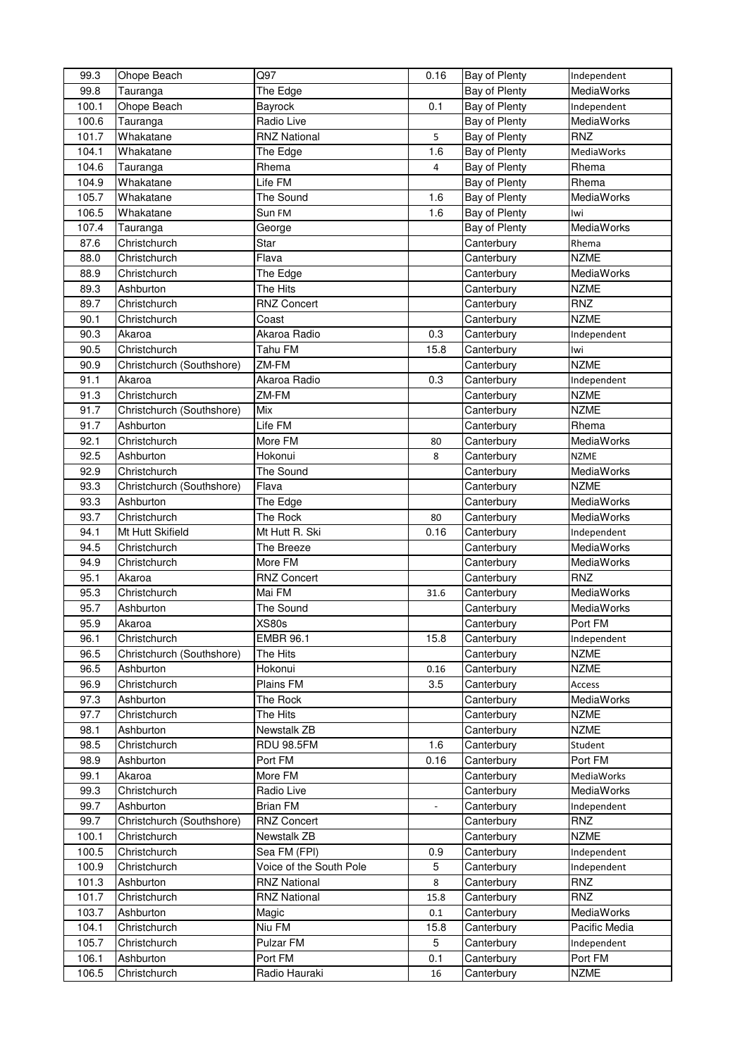| | | | | | |
|---|---|---|---|---|---|
| 99.3 | Ohope Beach | Q97 | 0.16 | Bay of Plenty | Independent |
| 99.8 | Tauranga | The Edge | | Bay of Plenty | MediaWorks |
| 100.1 | Ohope Beach | Bayrock | 0.1 | Bay of Plenty | Independent |
| 100.6 | Tauranga | Radio Live | | Bay of Plenty | MediaWorks |
| 101.7 | Whakatane | RNZ National | 5 | Bay of Plenty | RNZ |
| 104.1 | Whakatane | The Edge | 1.6 | Bay of Plenty | MediaWorks |
| 104.6 | Tauranga | Rhema | 4 | Bay of Plenty | Rhema |
| 104.9 | Whakatane | Life FM | | Bay of Plenty | Rhema |
| 105.7 | Whakatane | The Sound | 1.6 | Bay of Plenty | MediaWorks |
| 106.5 | Whakatane | Sun FM | 1.6 | Bay of Plenty | Iwi |
| 107.4 | Tauranga | George | | Bay of Plenty | MediaWorks |
| 87.6 | Christchurch | Star | | Canterbury | Rhema |
| 88.0 | Christchurch | Flava | | Canterbury | NZME |
| 88.9 | Christchurch | The Edge | | Canterbury | MediaWorks |
| 89.3 | Ashburton | The Hits | | Canterbury | NZME |
| 89.7 | Christchurch | RNZ Concert | | Canterbury | RNZ |
| 90.1 | Christchurch | Coast | | Canterbury | NZME |
| 90.3 | Akaroa | Akaroa Radio | 0.3 | Canterbury | Independent |
| 90.5 | Christchurch | Tahu FM | 15.8 | Canterbury | Iwi |
| 90.9 | Christchurch (Southshore) | ZM-FM | | Canterbury | NZME |
| 91.1 | Akaroa | Akaroa Radio | 0.3 | Canterbury | Independent |
| 91.3 | Christchurch | ZM-FM | | Canterbury | NZME |
| 91.7 | Christchurch (Southshore) | Mix | | Canterbury | NZME |
| 91.7 | Ashburton | Life FM | | Canterbury | Rhema |
| 92.1 | Christchurch | More FM | 80 | Canterbury | MediaWorks |
| 92.5 | Ashburton | Hokonui | 8 | Canterbury | NZME |
| 92.9 | Christchurch | The Sound | | Canterbury | MediaWorks |
| 93.3 | Christchurch (Southshore) | Flava | | Canterbury | NZME |
| 93.3 | Ashburton | The Edge | | Canterbury | MediaWorks |
| 93.7 | Christchurch | The Rock | 80 | Canterbury | MediaWorks |
| 94.1 | Mt Hutt Skifield | Mt Hutt R. Ski | 0.16 | Canterbury | Independent |
| 94.5 | Christchurch | The Breeze | | Canterbury | MediaWorks |
| 94.9 | Christchurch | More FM | | Canterbury | MediaWorks |
| 95.1 | Akaroa | RNZ Concert | | Canterbury | RNZ |
| 95.3 | Christchurch | Mai FM | 31.6 | Canterbury | MediaWorks |
| 95.7 | Ashburton | The Sound | | Canterbury | MediaWorks |
| 95.9 | Akaroa | XS80s | | Canterbury | Port FM |
| 96.1 | Christchurch | EMBR 96.1 | 15.8 | Canterbury | Independent |
| 96.5 | Christchurch (Southshore) | The Hits | | Canterbury | NZME |
| 96.5 | Ashburton | Hokonui | 0.16 | Canterbury | NZME |
| 96.9 | Christchurch | Plains FM | 3.5 | Canterbury | Access |
| 97.3 | Ashburton | The Rock | | Canterbury | MediaWorks |
| 97.7 | Christchurch | The Hits | | Canterbury | NZME |
| 98.1 | Ashburton | Newstalk ZB | | Canterbury | NZME |
| 98.5 | Christchurch | RDU 98.5FM | 1.6 | Canterbury | Student |
| 98.9 | Ashburton | Port FM | 0.16 | Canterbury | Port FM |
| 99.1 | Akaroa | More FM | | Canterbury | MediaWorks |
| 99.3 | Christchurch | Radio Live | | Canterbury | MediaWorks |
| 99.7 | Ashburton | Brian FM | - | Canterbury | Independent |
| 99.7 | Christchurch (Southshore) | RNZ Concert | | Canterbury | RNZ |
| 100.1 | Christchurch | Newstalk ZB | | Canterbury | NZME |
| 100.5 | Christchurch | Sea FM (FPI) | 0.9 | Canterbury | Independent |
| 100.9 | Christchurch | Voice of the South Pole | 5 | Canterbury | Independent |
| 101.3 | Ashburton | RNZ National | 8 | Canterbury | RNZ |
| 101.7 | Christchurch | RNZ National | 15.8 | Canterbury | RNZ |
| 103.7 | Ashburton | Magic | 0.1 | Canterbury | MediaWorks |
| 104.1 | Christchurch | Niu FM | 15.8 | Canterbury | Pacific Media |
| 105.7 | Christchurch | Pulzar FM | 5 | Canterbury | Independent |
| 106.1 | Ashburton | Port FM | 0.1 | Canterbury | Port FM |
| 106.5 | Christchurch | Radio Hauraki | 16 | Canterbury | NZME |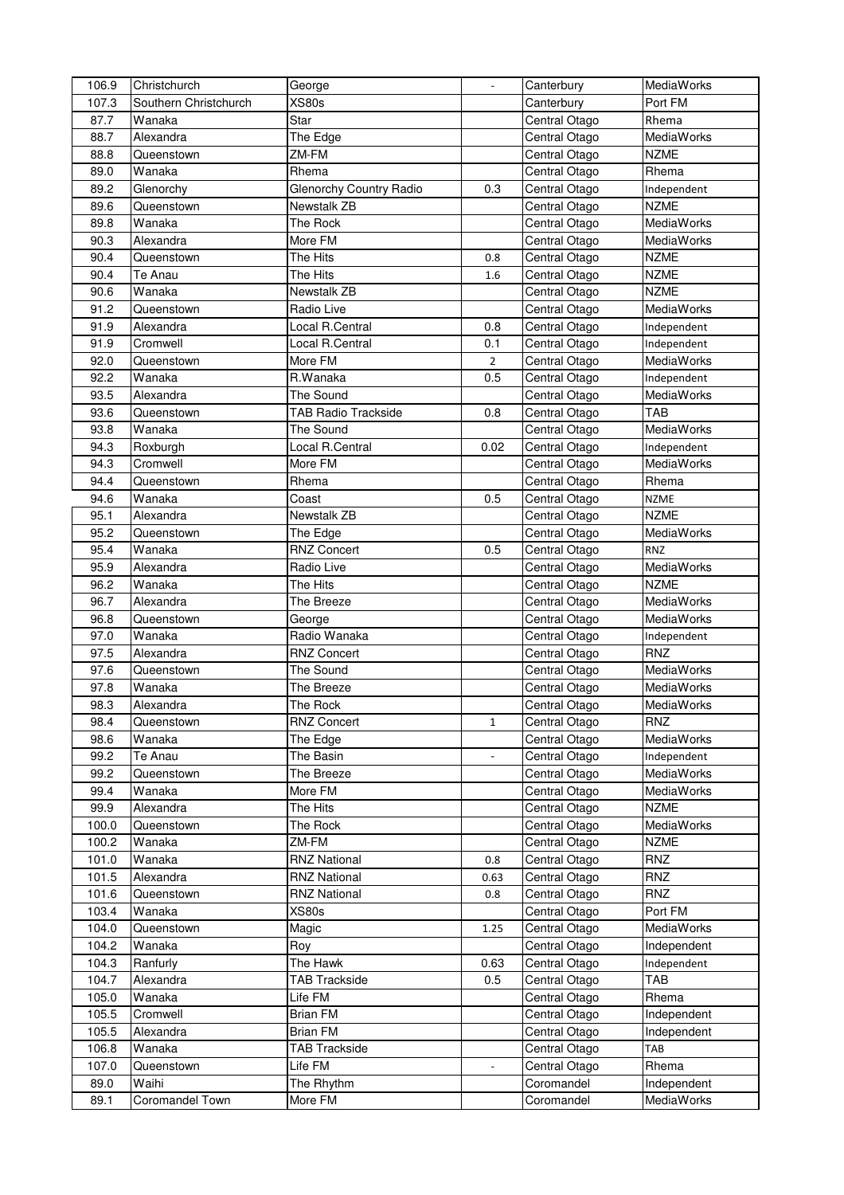| 106.9 | Christchurch | George | - | Canterbury | MediaWorks |
|---|---|---|---|---|---|
| 107.3 | Southern Christchurch | XS80s | | Canterbury | Port FM |
| 87.7 | Wanaka | Star | | Central Otago | Rhema |
| 88.7 | Alexandra | The Edge | | Central Otago | MediaWorks |
| 88.8 | Queenstown | ZM-FM | | Central Otago | NZME |
| 89.0 | Wanaka | Rhema | | Central Otago | Rhema |
| 89.2 | Glenorchy | Glenorchy Country Radio | 0.3 | Central Otago | Independent |
| 89.6 | Queenstown | Newstalk ZB | | Central Otago | NZME |
| 89.8 | Wanaka | The Rock | | Central Otago | MediaWorks |
| 90.3 | Alexandra | More FM | | Central Otago | MediaWorks |
| 90.4 | Queenstown | The Hits | 0.8 | Central Otago | NZME |
| 90.4 | Te Anau | The Hits | 1.6 | Central Otago | NZME |
| 90.6 | Wanaka | Newstalk ZB | | Central Otago | NZME |
| 91.2 | Queenstown | Radio Live | | Central Otago | MediaWorks |
| 91.9 | Alexandra | Local R.Central | 0.8 | Central Otago | Independent |
| 91.9 | Cromwell | Local R.Central | 0.1 | Central Otago | Independent |
| 92.0 | Queenstown | More FM | 2 | Central Otago | MediaWorks |
| 92.2 | Wanaka | R.Wanaka | 0.5 | Central Otago | Independent |
| 93.5 | Alexandra | The Sound | | Central Otago | MediaWorks |
| 93.6 | Queenstown | TAB Radio Trackside | 0.8 | Central Otago | TAB |
| 93.8 | Wanaka | The Sound | | Central Otago | MediaWorks |
| 94.3 | Roxburgh | Local R.Central | 0.02 | Central Otago | Independent |
| 94.3 | Cromwell | More FM | | Central Otago | MediaWorks |
| 94.4 | Queenstown | Rhema | | Central Otago | Rhema |
| 94.6 | Wanaka | Coast | 0.5 | Central Otago | NZME |
| 95.1 | Alexandra | Newstalk ZB | | Central Otago | NZME |
| 95.2 | Queenstown | The Edge | | Central Otago | MediaWorks |
| 95.4 | Wanaka | RNZ Concert | 0.5 | Central Otago | RNZ |
| 95.9 | Alexandra | Radio Live | | Central Otago | MediaWorks |
| 96.2 | Wanaka | The Hits | | Central Otago | NZME |
| 96.7 | Alexandra | The Breeze | | Central Otago | MediaWorks |
| 96.8 | Queenstown | George | | Central Otago | MediaWorks |
| 97.0 | Wanaka | Radio Wanaka | | Central Otago | Independent |
| 97.5 | Alexandra | RNZ Concert | | Central Otago | RNZ |
| 97.6 | Queenstown | The Sound | | Central Otago | MediaWorks |
| 97.8 | Wanaka | The Breeze | | Central Otago | MediaWorks |
| 98.3 | Alexandra | The Rock | | Central Otago | MediaWorks |
| 98.4 | Queenstown | RNZ Concert | 1 | Central Otago | RNZ |
| 98.6 | Wanaka | The Edge | | Central Otago | MediaWorks |
| 99.2 | Te Anau | The Basin | - | Central Otago | Independent |
| 99.2 | Queenstown | The Breeze | | Central Otago | MediaWorks |
| 99.4 | Wanaka | More FM | | Central Otago | MediaWorks |
| 99.9 | Alexandra | The Hits | | Central Otago | NZME |
| 100.0 | Queenstown | The Rock | | Central Otago | MediaWorks |
| 100.2 | Wanaka | ZM-FM | | Central Otago | NZME |
| 101.0 | Wanaka | RNZ National | 0.8 | Central Otago | RNZ |
| 101.5 | Alexandra | RNZ National | 0.63 | Central Otago | RNZ |
| 101.6 | Queenstown | RNZ National | 0.8 | Central Otago | RNZ |
| 103.4 | Wanaka | XS80s | | Central Otago | Port FM |
| 104.0 | Queenstown | Magic | 1.25 | Central Otago | MediaWorks |
| 104.2 | Wanaka | Roy | | Central Otago | Independent |
| 104.3 | Ranfurly | The Hawk | 0.63 | Central Otago | Independent |
| 104.7 | Alexandra | TAB Trackside | 0.5 | Central Otago | TAB |
| 105.0 | Wanaka | Life FM | | Central Otago | Rhema |
| 105.5 | Cromwell | Brian FM | | Central Otago | Independent |
| 105.5 | Alexandra | Brian FM | | Central Otago | Independent |
| 106.8 | Wanaka | TAB Trackside | | Central Otago | TAB |
| 107.0 | Queenstown | Life FM | - | Central Otago | Rhema |
| 89.0 | Waihi | The Rhythm | | Coromandel | Independent |
| 89.1 | Coromandel Town | More FM | | Coromandel | MediaWorks |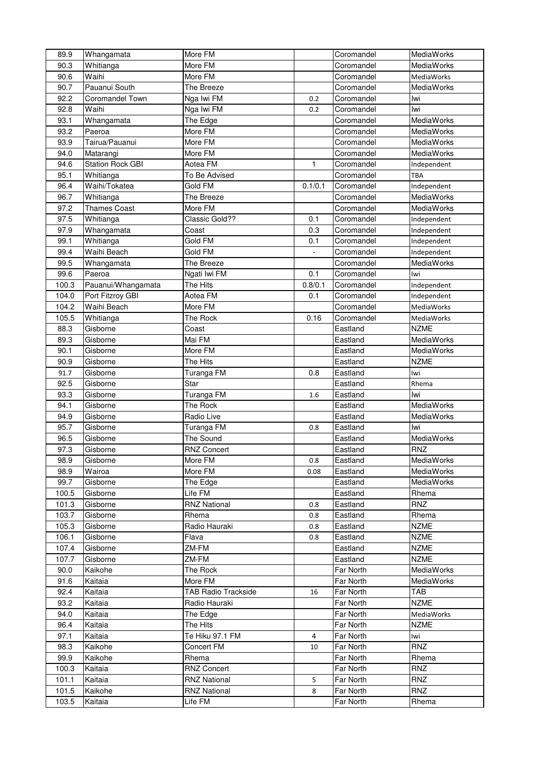| | | | | | |
|---|---|---|---|---|---|
| 89.9 | Whangamata | More FM | | Coromandel | MediaWorks |
| 90.3 | Whitianga | More FM | | Coromandel | MediaWorks |
| 90.6 | Waihi | More FM | | Coromandel | MediaWorks |
| 90.7 | Pauanui South | The Breeze | | Coromandel | MediaWorks |
| 92.2 | Coromandel Town | Nga Iwi FM | 0.2 | Coromandel | Iwi |
| 92.8 | Waihi | Nga Iwi FM | 0.2 | Coromandel | Iwi |
| 93.1 | Whangamata | The Edge | | Coromandel | MediaWorks |
| 93.2 | Paeroa | More FM | | Coromandel | MediaWorks |
| 93.9 | Tairua/Pauanui | More FM | | Coromandel | MediaWorks |
| 94.0 | Matarangi | More FM | | Coromandel | MediaWorks |
| 94.6 | Station Rock GBI | Aotea FM | 1 | Coromandel | Independent |
| 95.1 | Whitianga | To Be Advised | | Coromandel | TBA |
| 96.4 | Waihi/Tokatea | Gold FM | 0.1/0.1 | Coromandel | Independent |
| 96.7 | Whitianga | The Breeze | | Coromandel | MediaWorks |
| 97.2 | Thames Coast | More FM | | Coromandel | MediaWorks |
| 97.5 | Whitianga | Classic Gold?? | 0.1 | Coromandel | Independent |
| 97.9 | Whangamata | Coast | 0.3 | Coromandel | Independent |
| 99.1 | Whitianga | Gold FM | 0.1 | Coromandel | Independent |
| 99.4 | Waihi Beach | Gold FM | - | Coromandel | Independent |
| 99.5 | Whangamata | The Breeze | | Coromandel | MediaWorks |
| 99.6 | Paeroa | Ngati Iwi FM | 0.1 | Coromandel | Iwi |
| 100.3 | Pauanui/Whangamata | The Hits | 0.8/0.1 | Coromandel | Independent |
| 104.0 | Port Fitzroy GBI | Aotea FM | 0.1 | Coromandel | Independent |
| 104.2 | Waihi Beach | More FM | | Coromandel | MediaWorks |
| 105.5 | Whitianga | The Rock | 0.16 | Coromandel | MediaWorks |
| 88.3 | Gisborne | Coast | | Eastland | NZME |
| 89.3 | Gisborne | Mai FM | | Eastland | MediaWorks |
| 90.1 | Gisborne | More FM | | Eastland | MediaWorks |
| 90.9 | Gisborne | The Hits | | Eastland | NZME |
| 91.7 | Gisborne | Turanga FM | 0.8 | Eastland | Iwi |
| 92.5 | Gisborne | Star | | Eastland | Rhema |
| 93.3 | Gisborne | Turanga FM | 1.6 | Eastland | Iwi |
| 94.1 | Gisborne | The Rock | | Eastland | MediaWorks |
| 94.9 | Gisborne | Radio Live | | Eastland | MediaWorks |
| 95.7 | Gisborne | Turanga FM | 0.8 | Eastland | Iwi |
| 96.5 | Gisborne | The Sound | | Eastland | MediaWorks |
| 97.3 | Gisborne | RNZ Concert | | Eastland | RNZ |
| 98.9 | Gisborne | More FM | 0.8 | Eastland | MediaWorks |
| 98.9 | Wairoa | More FM | 0.08 | Eastland | MediaWorks |
| 99.7 | Gisborne | The Edge | | Eastland | MediaWorks |
| 100.5 | Gisborne | Life FM | | Eastland | Rhema |
| 101.3 | Gisborne | RNZ National | 0.8 | Eastland | RNZ |
| 103.7 | Gisborne | Rhema | 0.8 | Eastland | Rhema |
| 105.3 | Gisborne | Radio Hauraki | 0.8 | Eastland | NZME |
| 106.1 | Gisborne | Flava | 0.8 | Eastland | NZME |
| 107.4 | Gisborne | ZM-FM | | Eastland | NZME |
| 107.7 | Gisborne | ZM-FM | | Eastland | NZME |
| 90.0 | Kaikohe | The Rock | | Far North | MediaWorks |
| 91.6 | Kaitaia | More FM | | Far North | MediaWorks |
| 92.4 | Kaitaia | TAB Radio Trackside | 16 | Far North | TAB |
| 93.2 | Kaitaia | Radio Hauraki | | Far North | NZME |
| 94.0 | Kaitaia | The Edge | | Far North | MediaWorks |
| 96.4 | Kaitaia | The Hits | | Far North | NZME |
| 97.1 | Kaitaia | Te Hiku 97.1 FM | 4 | Far North | Iwi |
| 98.3 | Kaikohe | Concert FM | 10 | Far North | RNZ |
| 99.9 | Kaikohe | Rhema | | Far North | Rhema |
| 100.3 | Kaitaia | RNZ Concert | | Far North | RNZ |
| 101.1 | Kaitaia | RNZ National | 5 | Far North | RNZ |
| 101.5 | Kaikohe | RNZ National | 8 | Far North | RNZ |
| 103.5 | Kaitaia | Life FM | | Far North | Rhema |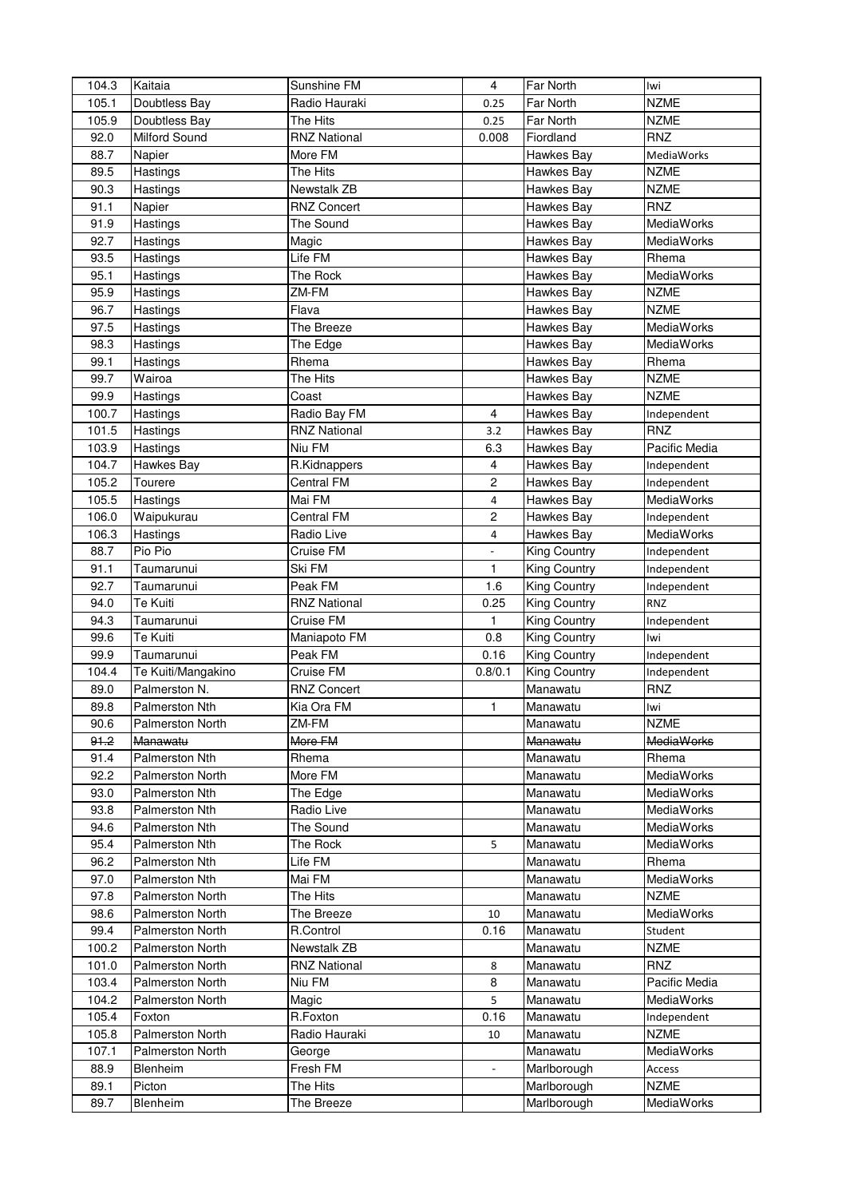| 104.3 | Kaitaia | Sunshine FM | 4 | Far North | Iwi |
|---|---|---|---|---|---|
| 105.1 | Doubtless Bay | Radio Hauraki | 0.25 | Far North | NZME |
| 105.9 | Doubtless Bay | The Hits | 0.25 | Far North | NZME |
| 92.0 | Milford Sound | RNZ National | 0.008 | Fiordland | RNZ |
| 88.7 | Napier | More FM | | Hawkes Bay | MediaWorks |
| 89.5 | Hastings | The Hits | | Hawkes Bay | NZME |
| 90.3 | Hastings | Newstalk ZB | | Hawkes Bay | NZME |
| 91.1 | Napier | RNZ Concert | | Hawkes Bay | RNZ |
| 91.9 | Hastings | The Sound | | Hawkes Bay | MediaWorks |
| 92.7 | Hastings | Magic | | Hawkes Bay | MediaWorks |
| 93.5 | Hastings | Life FM | | Hawkes Bay | Rhema |
| 95.1 | Hastings | The Rock | | Hawkes Bay | MediaWorks |
| 95.9 | Hastings | ZM-FM | | Hawkes Bay | NZME |
| 96.7 | Hastings | Flava | | Hawkes Bay | NZME |
| 97.5 | Hastings | The Breeze | | Hawkes Bay | MediaWorks |
| 98.3 | Hastings | The Edge | | Hawkes Bay | MediaWorks |
| 99.1 | Hastings | Rhema | | Hawkes Bay | Rhema |
| 99.7 | Wairoa | The Hits | | Hawkes Bay | NZME |
| 99.9 | Hastings | Coast | | Hawkes Bay | NZME |
| 100.7 | Hastings | Radio Bay FM | 4 | Hawkes Bay | Independent |
| 101.5 | Hastings | RNZ National | 3.2 | Hawkes Bay | RNZ |
| 103.9 | Hastings | Niu FM | 6.3 | Hawkes Bay | Pacific Media |
| 104.7 | Hawkes Bay | R.Kidnappers | 4 | Hawkes Bay | Independent |
| 105.2 | Tourere | Central FM | 2 | Hawkes Bay | Independent |
| 105.5 | Hastings | Mai FM | 4 | Hawkes Bay | MediaWorks |
| 106.0 | Waipukurau | Central FM | 2 | Hawkes Bay | Independent |
| 106.3 | Hastings | Radio Live | 4 | Hawkes Bay | MediaWorks |
| 88.7 | Pio Pio | Cruise FM | - | King Country | Independent |
| 91.1 | Taumarunui | Ski FM | 1 | King Country | Independent |
| 92.7 | Taumarunui | Peak FM | 1.6 | King Country | Independent |
| 94.0 | Te Kuiti | RNZ National | 0.25 | King Country | RNZ |
| 94.3 | Taumarunui | Cruise FM | 1 | King Country | Independent |
| 99.6 | Te Kuiti | Maniapoto FM | 0.8 | King Country | Iwi |
| 99.9 | Taumarunui | Peak FM | 0.16 | King Country | Independent |
| 104.4 | Te Kuiti/Mangakino | Cruise FM | 0.8/0.1 | King Country | Independent |
| 89.0 | Palmerston N. | RNZ Concert | | Manawatu | RNZ |
| 89.8 | Palmerston Nth | Kia Ora FM | 1 | Manawatu | Iwi |
| 90.6 | Palmerston North | ZM-FM | | Manawatu | NZME |
| ~~91.2~~ | ~~Manawatu~~ | ~~More FM~~ | | ~~Manawatu~~ | ~~MediaWorks~~ |
| 91.4 | Palmerston Nth | Rhema | | Manawatu | Rhema |
| 92.2 | Palmerston North | More FM | | Manawatu | MediaWorks |
| 93.0 | Palmerston Nth | The Edge | | Manawatu | MediaWorks |
| 93.8 | Palmerston Nth | Radio Live | | Manawatu | MediaWorks |
| 94.6 | Palmerston Nth | The Sound | | Manawatu | MediaWorks |
| 95.4 | Palmerston Nth | The Rock | 5 | Manawatu | MediaWorks |
| 96.2 | Palmerston Nth | Life FM | | Manawatu | Rhema |
| 97.0 | Palmerston Nth | Mai FM | | Manawatu | MediaWorks |
| 97.8 | Palmerston North | The Hits | | Manawatu | NZME |
| 98.6 | Palmerston North | The Breeze | 10 | Manawatu | MediaWorks |
| 99.4 | Palmerston North | R.Control | 0.16 | Manawatu | Student |
| 100.2 | Palmerston North | Newstalk ZB | | Manawatu | NZME |
| 101.0 | Palmerston North | RNZ National | 8 | Manawatu | RNZ |
| 103.4 | Palmerston North | Niu FM | 8 | Manawatu | Pacific Media |
| 104.2 | Palmerston North | Magic | 5 | Manawatu | MediaWorks |
| 105.4 | Foxton | R.Foxton | 0.16 | Manawatu | Independent |
| 105.8 | Palmerston North | Radio Hauraki | 10 | Manawatu | NZME |
| 107.1 | Palmerston North | George | | Manawatu | MediaWorks |
| 88.9 | Blenheim | Fresh FM | - | Marlborough | Access |
| 89.1 | Picton | The Hits | | Marlborough | NZME |
| 89.7 | Blenheim | The Breeze | | Marlborough | MediaWorks |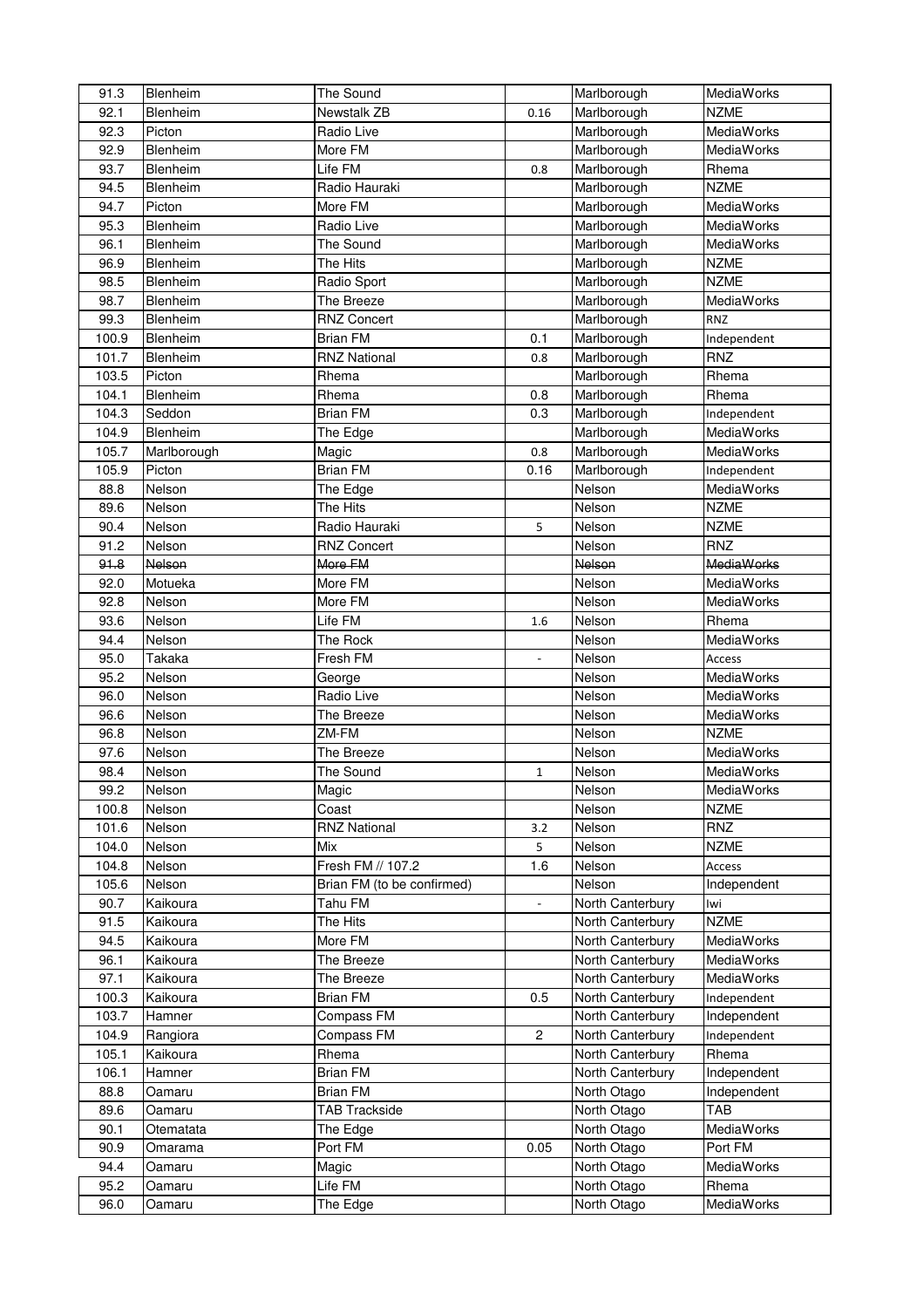| 91.3 | Blenheim | The Sound | | Marlborough | MediaWorks |
|---|---|---|---|---|---|
| 92.1 | Blenheim | Newstalk ZB | 0.16 | Marlborough | NZME |
| 92.3 | Picton | Radio Live | | Marlborough | MediaWorks |
| 92.9 | Blenheim | More FM | | Marlborough | MediaWorks |
| 93.7 | Blenheim | Life FM | 0.8 | Marlborough | Rhema |
| 94.5 | Blenheim | Radio Hauraki | | Marlborough | NZME |
| 94.7 | Picton | More FM | | Marlborough | MediaWorks |
| 95.3 | Blenheim | Radio Live | | Marlborough | MediaWorks |
| 96.1 | Blenheim | The Sound | | Marlborough | MediaWorks |
| 96.9 | Blenheim | The Hits | | Marlborough | NZME |
| 98.5 | Blenheim | Radio Sport | | Marlborough | NZME |
| 98.7 | Blenheim | The Breeze | | Marlborough | MediaWorks |
| 99.3 | Blenheim | RNZ Concert | | Marlborough | RNZ |
| 100.9 | Blenheim | Brian FM | 0.1 | Marlborough | Independent |
| 101.7 | Blenheim | RNZ National | 0.8 | Marlborough | RNZ |
| 103.5 | Picton | Rhema | | Marlborough | Rhema |
| 104.1 | Blenheim | Rhema | 0.8 | Marlborough | Rhema |
| 104.3 | Seddon | Brian FM | 0.3 | Marlborough | Independent |
| 104.9 | Blenheim | The Edge | | Marlborough | MediaWorks |
| 105.7 | Marlborough | Magic | 0.8 | Marlborough | MediaWorks |
| 105.9 | Picton | Brian FM | 0.16 | Marlborough | Independent |
| 88.8 | Nelson | The Edge | | Nelson | MediaWorks |
| 89.6 | Nelson | The Hits | | Nelson | NZME |
| 90.4 | Nelson | Radio Hauraki | 5 | Nelson | NZME |
| 91.2 | Nelson | RNZ Concert | | Nelson | RNZ |
| ~~91.8~~ | ~~Nelson~~ | ~~More FM~~ | | ~~Nelson~~ | ~~MediaWorks~~ |
| 92.0 | Motueka | More FM | | Nelson | MediaWorks |
| 92.8 | Nelson | More FM | | Nelson | MediaWorks |
| 93.6 | Nelson | Life FM | 1.6 | Nelson | Rhema |
| 94.4 | Nelson | The Rock | | Nelson | MediaWorks |
| 95.0 | Takaka | Fresh FM | - | Nelson | Access |
| 95.2 | Nelson | George | | Nelson | MediaWorks |
| 96.0 | Nelson | Radio Live | | Nelson | MediaWorks |
| 96.6 | Nelson | The Breeze | | Nelson | MediaWorks |
| 96.8 | Nelson | ZM-FM | | Nelson | NZME |
| 97.6 | Nelson | The Breeze | | Nelson | MediaWorks |
| 98.4 | Nelson | The Sound | 1 | Nelson | MediaWorks |
| 99.2 | Nelson | Magic | | Nelson | MediaWorks |
| 100.8 | Nelson | Coast | | Nelson | NZME |
| 101.6 | Nelson | RNZ National | 3.2 | Nelson | RNZ |
| 104.0 | Nelson | Mix | 5 | Nelson | NZME |
| 104.8 | Nelson | Fresh FM // 107.2 | 1.6 | Nelson | Access |
| 105.6 | Nelson | Brian FM (to be confirmed) | | Nelson | Independent |
| 90.7 | Kaikoura | Tahu FM | - | North Canterbury | Iwi |
| 91.5 | Kaikoura | The Hits | | North Canterbury | NZME |
| 94.5 | Kaikoura | More FM | | North Canterbury | MediaWorks |
| 96.1 | Kaikoura | The Breeze | | North Canterbury | MediaWorks |
| 97.1 | Kaikoura | The Breeze | | North Canterbury | MediaWorks |
| 100.3 | Kaikoura | Brian FM | 0.5 | North Canterbury | Independent |
| 103.7 | Hamner | Compass FM | | North Canterbury | Independent |
| 104.9 | Rangiora | Compass FM | 2 | North Canterbury | Independent |
| 105.1 | Kaikoura | Rhema | | North Canterbury | Rhema |
| 106.1 | Hamner | Brian FM | | North Canterbury | Independent |
| 88.8 | Oamaru | Brian FM | | North Otago | Independent |
| 89.6 | Oamaru | TAB Trackside | | North Otago | TAB |
| 90.1 | Otematata | The Edge | | North Otago | MediaWorks |
| 90.9 | Omarama | Port FM | 0.05 | North Otago | Port FM |
| 94.4 | Oamaru | Magic | | North Otago | MediaWorks |
| 95.2 | Oamaru | Life FM | | North Otago | Rhema |
| 96.0 | Oamaru | The Edge | | North Otago | MediaWorks |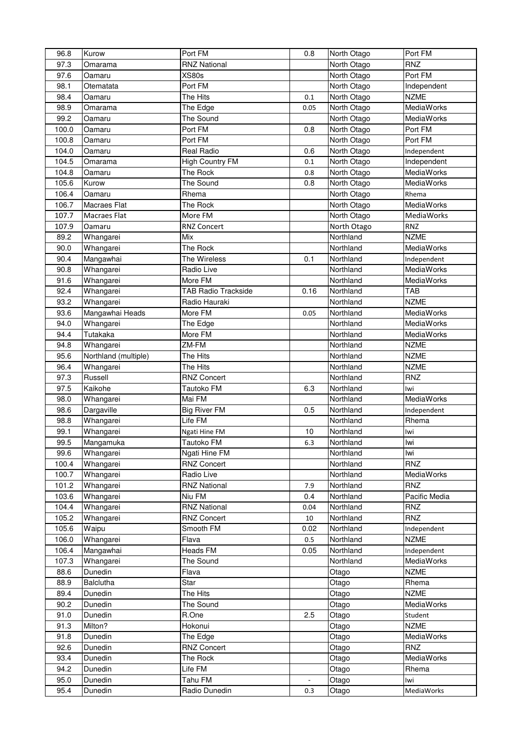| 96.8 | Kurow | Port FM | 0.8 | North Otago | Port FM |
|---|---|---|---|---|---|
| 97.3 | Omarama | RNZ National | | North Otago | RNZ |
| 97.6 | Oamaru | XS80s | | North Otago | Port FM |
| 98.1 | Otematata | Port FM | | North Otago | Independent |
| 98.4 | Oamaru | The Hits | 0.1 | North Otago | NZME |
| 98.9 | Omarama | The Edge | 0.05 | North Otago | MediaWorks |
| 99.2 | Oamaru | The Sound | | North Otago | MediaWorks |
| 100.0 | Oamaru | Port FM | 0.8 | North Otago | Port FM |
| 100.8 | Oamaru | Port FM | | North Otago | Port FM |
| 104.0 | Oamaru | Real Radio | 0.6 | North Otago | Independent |
| 104.5 | Omarama | High Country FM | 0.1 | North Otago | Independent |
| 104.8 | Oamaru | The Rock | 0.8 | North Otago | MediaWorks |
| 105.6 | Kurow | The Sound | 0.8 | North Otago | MediaWorks |
| 106.4 | Oamaru | Rhema | | North Otago | Rhema |
| 106.7 | Macraes Flat | The Rock | | North Otago | MediaWorks |
| 107.7 | Macraes Flat | More FM | | North Otago | MediaWorks |
| 107.9 | Oamaru | RNZ Concert | | North Otago | RNZ |
| 89.2 | Whangarei | Mix | | Northland | NZME |
| 90.0 | Whangarei | The Rock | | Northland | MediaWorks |
| 90.4 | Mangawhai | The Wireless | 0.1 | Northland | Independent |
| 90.8 | Whangarei | Radio Live | | Northland | MediaWorks |
| 91.6 | Whangarei | More FM | | Northland | MediaWorks |
| 92.4 | Whangarei | TAB Radio Trackside | 0.16 | Northland | TAB |
| 93.2 | Whangarei | Radio Hauraki | | Northland | NZME |
| 93.6 | Mangawhai Heads | More FM | 0.05 | Northland | MediaWorks |
| 94.0 | Whangarei | The Edge | | Northland | MediaWorks |
| 94.4 | Tutakaka | More FM | | Northland | MediaWorks |
| 94.8 | Whangarei | ZM-FM | | Northland | NZME |
| 95.6 | Northland (multiple) | The Hits | | Northland | NZME |
| 96.4 | Whangarei | The Hits | | Northland | NZME |
| 97.3 | Russell | RNZ Concert | | Northland | RNZ |
| 97.5 | Kaikohe | Tautoko FM | 6.3 | Northland | Iwi |
| 98.0 | Whangarei | Mai FM | | Northland | MediaWorks |
| 98.6 | Dargaville | Big River FM | 0.5 | Northland | Independent |
| 98.8 | Whangarei | Life FM | | Northland | Rhema |
| 99.1 | Whangarei | Ngati Hine FM | 10 | Northland | Iwi |
| 99.5 | Mangamuka | Tautoko FM | 6.3 | Northland | Iwi |
| 99.6 | Whangarei | Ngati Hine FM | | Northland | Iwi |
| 100.4 | Whangarei | RNZ Concert | | Northland | RNZ |
| 100.7 | Whangarei | Radio Live | | Northland | MediaWorks |
| 101.2 | Whangarei | RNZ National | 7.9 | Northland | RNZ |
| 103.6 | Whangarei | Niu FM | 0.4 | Northland | Pacific Media |
| 104.4 | Whangarei | RNZ National | 0.04 | Northland | RNZ |
| 105.2 | Whangarei | RNZ Concert | 10 | Northland | RNZ |
| 105.6 | Waipu | Smooth FM | 0.02 | Northland | Independent |
| 106.0 | Whangarei | Flava | 0.5 | Northland | NZME |
| 106.4 | Mangawhai | Heads FM | 0.05 | Northland | Independent |
| 107.3 | Whangarei | The Sound | | Northland | MediaWorks |
| 88.6 | Dunedin | Flava | | Otago | NZME |
| 88.9 | Balclutha | Star | | Otago | Rhema |
| 89.4 | Dunedin | The Hits | | Otago | NZME |
| 90.2 | Dunedin | The Sound | | Otago | MediaWorks |
| 91.0 | Dunedin | R.One | 2.5 | Otago | Student |
| 91.3 | Milton? | Hokonui | | Otago | NZME |
| 91.8 | Dunedin | The Edge | | Otago | MediaWorks |
| 92.6 | Dunedin | RNZ Concert | | Otago | RNZ |
| 93.4 | Dunedin | The Rock | | Otago | MediaWorks |
| 94.2 | Dunedin | Life FM | | Otago | Rhema |
| 95.0 | Dunedin | Tahu FM | - | Otago | Iwi |
| 95.4 | Dunedin | Radio Dunedin | 0.3 | Otago | MediaWorks |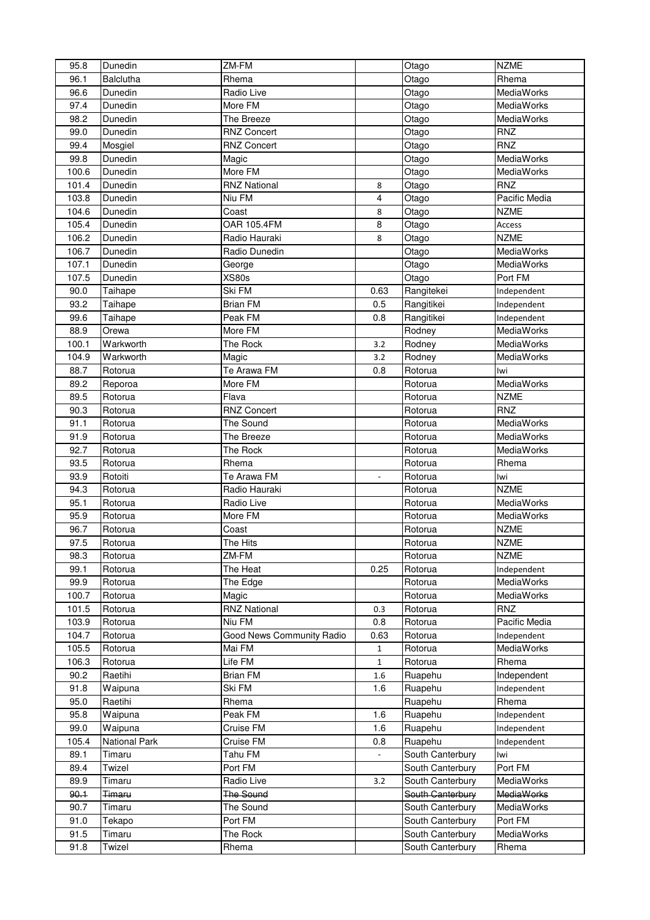| | | | | | |
|---|---|---|---|---|---|
| 95.8 | Dunedin | ZM-FM | | Otago | NZME |
| 96.1 | Balclutha | Rhema | | Otago | Rhema |
| 96.6 | Dunedin | Radio Live | | Otago | MediaWorks |
| 97.4 | Dunedin | More FM | | Otago | MediaWorks |
| 98.2 | Dunedin | The Breeze | | Otago | MediaWorks |
| 99.0 | Dunedin | RNZ Concert | | Otago | RNZ |
| 99.4 | Mosgiel | RNZ Concert | | Otago | RNZ |
| 99.8 | Dunedin | Magic | | Otago | MediaWorks |
| 100.6 | Dunedin | More FM | | Otago | MediaWorks |
| 101.4 | Dunedin | RNZ National | 8 | Otago | RNZ |
| 103.8 | Dunedin | Niu FM | 4 | Otago | Pacific Media |
| 104.6 | Dunedin | Coast | 8 | Otago | NZME |
| 105.4 | Dunedin | OAR 105.4FM | 8 | Otago | Access |
| 106.2 | Dunedin | Radio Hauraki | 8 | Otago | NZME |
| 106.7 | Dunedin | Radio Dunedin | | Otago | MediaWorks |
| 107.1 | Dunedin | George | | Otago | MediaWorks |
| 107.5 | Dunedin | XS80s | | Otago | Port FM |
| 90.0 | Taihape | Ski FM | 0.63 | Rangitekei | Independent |
| 93.2 | Taihape | Brian FM | 0.5 | Rangitikei | Independent |
| 99.6 | Taihape | Peak FM | 0.8 | Rangitikei | Independent |
| 88.9 | Orewa | More FM | | Rodney | MediaWorks |
| 100.1 | Warkworth | The Rock | 3.2 | Rodney | MediaWorks |
| 104.9 | Warkworth | Magic | 3.2 | Rodney | MediaWorks |
| 88.7 | Rotorua | Te Arawa FM | 0.8 | Rotorua | Iwi |
| 89.2 | Reporoa | More FM | | Rotorua | MediaWorks |
| 89.5 | Rotorua | Flava | | Rotorua | NZME |
| 90.3 | Rotorua | RNZ Concert | | Rotorua | RNZ |
| 91.1 | Rotorua | The Sound | | Rotorua | MediaWorks |
| 91.9 | Rotorua | The Breeze | | Rotorua | MediaWorks |
| 92.7 | Rotorua | The Rock | | Rotorua | MediaWorks |
| 93.5 | Rotorua | Rhema | | Rotorua | Rhema |
| 93.9 | Rotoiti | Te Arawa FM | - | Rotorua | Iwi |
| 94.3 | Rotorua | Radio Hauraki | | Rotorua | NZME |
| 95.1 | Rotorua | Radio Live | | Rotorua | MediaWorks |
| 95.9 | Rotorua | More FM | | Rotorua | MediaWorks |
| 96.7 | Rotorua | Coast | | Rotorua | NZME |
| 97.5 | Rotorua | The Hits | | Rotorua | NZME |
| 98.3 | Rotorua | ZM-FM | | Rotorua | NZME |
| 99.1 | Rotorua | The Heat | 0.25 | Rotorua | Independent |
| 99.9 | Rotorua | The Edge | | Rotorua | MediaWorks |
| 100.7 | Rotorua | Magic | | Rotorua | MediaWorks |
| 101.5 | Rotorua | RNZ National | 0.3 | Rotorua | RNZ |
| 103.9 | Rotorua | Niu FM | 0.8 | Rotorua | Pacific Media |
| 104.7 | Rotorua | Good News Community Radio | 0.63 | Rotorua | Independent |
| 105.5 | Rotorua | Mai FM | 1 | Rotorua | MediaWorks |
| 106.3 | Rotorua | Life FM | 1 | Rotorua | Rhema |
| 90.2 | Raetihi | Brian FM | 1.6 | Ruapehu | Independent |
| 91.8 | Waipuna | Ski FM | 1.6 | Ruapehu | Independent |
| 95.0 | Raetihi | Rhema | | Ruapehu | Rhema |
| 95.8 | Waipuna | Peak FM | 1.6 | Ruapehu | Independent |
| 99.0 | Waipuna | Cruise FM | 1.6 | Ruapehu | Independent |
| 105.4 | National Park | Cruise FM | 0.8 | Ruapehu | Independent |
| 89.1 | Timaru | Tahu FM | - | South Canterbury | Iwi |
| 89.4 | Twizel | Port FM | | South Canterbury | Port FM |
| 89.9 | Timaru | Radio Live | 3.2 | South Canterbury | MediaWorks |
| ~~90.1~~ | ~~Timaru~~ | ~~The Sound~~ | | ~~South Canterbury~~ | ~~MediaWorks~~ |
| 90.7 | Timaru | The Sound | | South Canterbury | MediaWorks |
| 91.0 | Tekapo | Port FM | | South Canterbury | Port FM |
| 91.5 | Timaru | The Rock | | South Canterbury | MediaWorks |
| 91.8 | Twizel | Rhema | | South Canterbury | Rhema |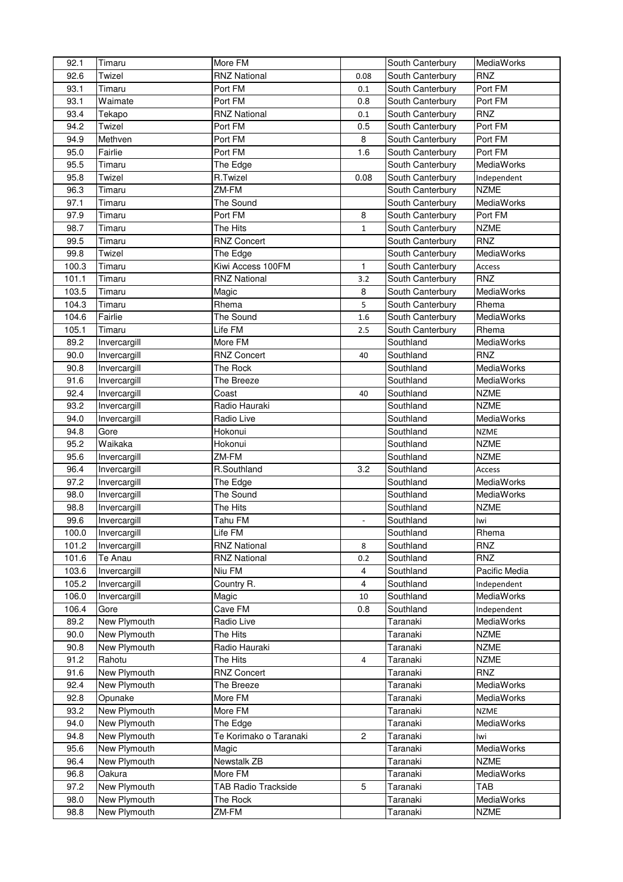| 92.1 | Timaru | More FM | | South Canterbury | MediaWorks |
|---|---|---|---|---|---|
| 92.6 | Twizel | RNZ National | 0.08 | South Canterbury | RNZ |
| 93.1 | Timaru | Port FM | 0.1 | South Canterbury | Port FM |
| 93.1 | Waimate | Port FM | 0.8 | South Canterbury | Port FM |
| 93.4 | Tekapo | RNZ National | 0.1 | South Canterbury | RNZ |
| 94.2 | Twizel | Port FM | 0.5 | South Canterbury | Port FM |
| 94.9 | Methven | Port FM | 8 | South Canterbury | Port FM |
| 95.0 | Fairlie | Port FM | 1.6 | South Canterbury | Port FM |
| 95.5 | Timaru | The Edge | | South Canterbury | MediaWorks |
| 95.8 | Twizel | R.Twizel | 0.08 | South Canterbury | Independent |
| 96.3 | Timaru | ZM-FM | | South Canterbury | NZME |
| 97.1 | Timaru | The Sound | | South Canterbury | MediaWorks |
| 97.9 | Timaru | Port FM | 8 | South Canterbury | Port FM |
| 98.7 | Timaru | The Hits | 1 | South Canterbury | NZME |
| 99.5 | Timaru | RNZ Concert | | South Canterbury | RNZ |
| 99.8 | Twizel | The Edge | | South Canterbury | MediaWorks |
| 100.3 | Timaru | Kiwi Access 100FM | 1 | South Canterbury | Access |
| 101.1 | Timaru | RNZ National | 3.2 | South Canterbury | RNZ |
| 103.5 | Timaru | Magic | 8 | South Canterbury | MediaWorks |
| 104.3 | Timaru | Rhema | 5 | South Canterbury | Rhema |
| 104.6 | Fairlie | The Sound | 1.6 | South Canterbury | MediaWorks |
| 105.1 | Timaru | Life FM | 2.5 | South Canterbury | Rhema |
| 89.2 | Invercargill | More FM | | Southland | MediaWorks |
| 90.0 | Invercargill | RNZ Concert | 40 | Southland | RNZ |
| 90.8 | Invercargill | The Rock | | Southland | MediaWorks |
| 91.6 | Invercargill | The Breeze | | Southland | MediaWorks |
| 92.4 | Invercargill | Coast | 40 | Southland | NZME |
| 93.2 | Invercargill | Radio Hauraki | | Southland | NZME |
| 94.0 | Invercargill | Radio Live | | Southland | MediaWorks |
| 94.8 | Gore | Hokonui | | Southland | NZME |
| 95.2 | Waikaka | Hokonui | | Southland | NZME |
| 95.6 | Invercargill | ZM-FM | | Southland | NZME |
| 96.4 | Invercargill | R.Southland | 3.2 | Southland | Access |
| 97.2 | Invercargill | The Edge | | Southland | MediaWorks |
| 98.0 | Invercargill | The Sound | | Southland | MediaWorks |
| 98.8 | Invercargill | The Hits | | Southland | NZME |
| 99.6 | Invercargill | Tahu FM | - | Southland | Iwi |
| 100.0 | Invercargill | Life FM | | Southland | Rhema |
| 101.2 | Invercargill | RNZ National | 8 | Southland | RNZ |
| 101.6 | Te Anau | RNZ National | 0.2 | Southland | RNZ |
| 103.6 | Invercargill | Niu FM | 4 | Southland | Pacific Media |
| 105.2 | Invercargill | Country R. | 4 | Southland | Independent |
| 106.0 | Invercargill | Magic | 10 | Southland | MediaWorks |
| 106.4 | Gore | Cave FM | 0.8 | Southland | Independent |
| 89.2 | New Plymouth | Radio Live | | Taranaki | MediaWorks |
| 90.0 | New Plymouth | The Hits | | Taranaki | NZME |
| 90.8 | New Plymouth | Radio Hauraki | | Taranaki | NZME |
| 91.2 | Rahotu | The Hits | 4 | Taranaki | NZME |
| 91.6 | New Plymouth | RNZ Concert | | Taranaki | RNZ |
| 92.4 | New Plymouth | The Breeze | | Taranaki | MediaWorks |
| 92.8 | Opunake | More FM | | Taranaki | MediaWorks |
| 93.2 | New Plymouth | More FM | | Taranaki | NZME |
| 94.0 | New Plymouth | The Edge | | Taranaki | MediaWorks |
| 94.8 | New Plymouth | Te Korimako o Taranaki | 2 | Taranaki | Iwi |
| 95.6 | New Plymouth | Magic | | Taranaki | MediaWorks |
| 96.4 | New Plymouth | Newstalk ZB | | Taranaki | NZME |
| 96.8 | Oakura | More FM | | Taranaki | MediaWorks |
| 97.2 | New Plymouth | TAB Radio Trackside | 5 | Taranaki | TAB |
| 98.0 | New Plymouth | The Rock | | Taranaki | MediaWorks |
| 98.8 | New Plymouth | ZM-FM | | Taranaki | NZME |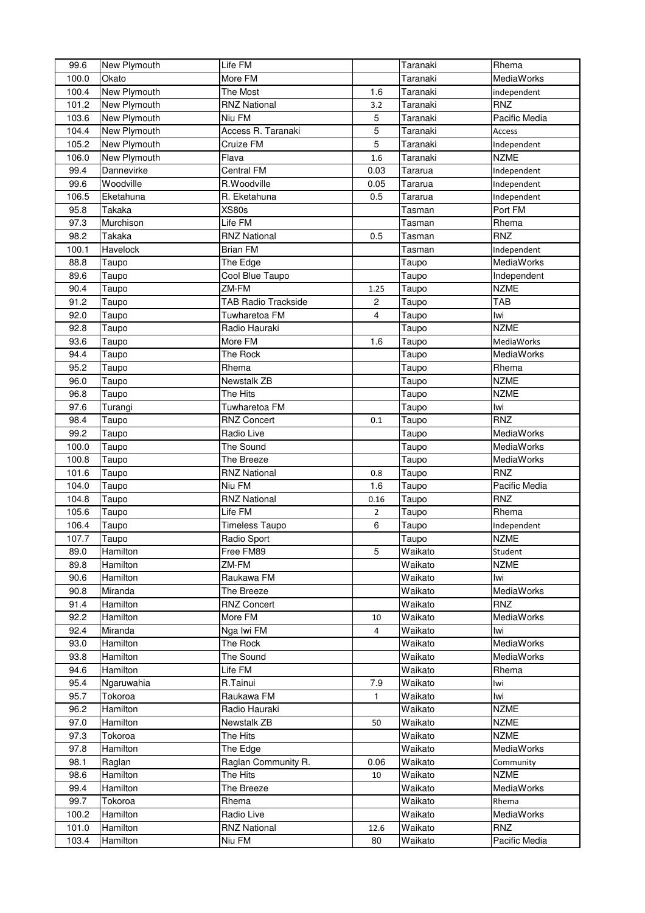| | | | | | |
|---|---|---|---|---|---|
| 99.6 | New Plymouth | Life FM | | Taranaki | Rhema |
| 100.0 | Okato | More FM | | Taranaki | MediaWorks |
| 100.4 | New Plymouth | The Most | 1.6 | Taranaki | independent |
| 101.2 | New Plymouth | RNZ National | 3.2 | Taranaki | RNZ |
| 103.6 | New Plymouth | Niu FM | 5 | Taranaki | Pacific Media |
| 104.4 | New Plymouth | Access R. Taranaki | 5 | Taranaki | Access |
| 105.2 | New Plymouth | Cruize FM | 5 | Taranaki | Independent |
| 106.0 | New Plymouth | Flava | 1.6 | Taranaki | NZME |
| 99.4 | Dannevirke | Central FM | 0.03 | Tararua | Independent |
| 99.6 | Woodville | R.Woodville | 0.05 | Tararua | Independent |
| 106.5 | Eketahuna | R. Eketahuna | 0.5 | Tararua | Independent |
| 95.8 | Takaka | XS80s | | Tasman | Port FM |
| 97.3 | Murchison | Life FM | | Tasman | Rhema |
| 98.2 | Takaka | RNZ National | 0.5 | Tasman | RNZ |
| 100.1 | Havelock | Brian FM | | Tasman | Independent |
| 88.8 | Taupo | The Edge | | Taupo | MediaWorks |
| 89.6 | Taupo | Cool Blue Taupo | | Taupo | Independent |
| 90.4 | Taupo | ZM-FM | 1.25 | Taupo | NZME |
| 91.2 | Taupo | TAB Radio Trackside | 2 | Taupo | TAB |
| 92.0 | Taupo | Tuwharetoa FM | 4 | Taupo | Iwi |
| 92.8 | Taupo | Radio Hauraki | | Taupo | NZME |
| 93.6 | Taupo | More FM | 1.6 | Taupo | MediaWorks |
| 94.4 | Taupo | The Rock | | Taupo | MediaWorks |
| 95.2 | Taupo | Rhema | | Taupo | Rhema |
| 96.0 | Taupo | Newstalk ZB | | Taupo | NZME |
| 96.8 | Taupo | The Hits | | Taupo | NZME |
| 97.6 | Turangi | Tuwharetoa FM | | Taupo | Iwi |
| 98.4 | Taupo | RNZ Concert | 0.1 | Taupo | RNZ |
| 99.2 | Taupo | Radio Live | | Taupo | MediaWorks |
| 100.0 | Taupo | The Sound | | Taupo | MediaWorks |
| 100.8 | Taupo | The Breeze | | Taupo | MediaWorks |
| 101.6 | Taupo | RNZ National | 0.8 | Taupo | RNZ |
| 104.0 | Taupo | Niu FM | 1.6 | Taupo | Pacific Media |
| 104.8 | Taupo | RNZ National | 0.16 | Taupo | RNZ |
| 105.6 | Taupo | Life FM | 2 | Taupo | Rhema |
| 106.4 | Taupo | Timeless Taupo | 6 | Taupo | Independent |
| 107.7 | Taupo | Radio Sport | | Taupo | NZME |
| 89.0 | Hamilton | Free FM89 | 5 | Waikato | Student |
| 89.8 | Hamilton | ZM-FM | | Waikato | NZME |
| 90.6 | Hamilton | Raukawa FM | | Waikato | Iwi |
| 90.8 | Miranda | The Breeze | | Waikato | MediaWorks |
| 91.4 | Hamilton | RNZ Concert | | Waikato | RNZ |
| 92.2 | Hamilton | More FM | 10 | Waikato | MediaWorks |
| 92.4 | Miranda | Nga Iwi FM | 4 | Waikato | Iwi |
| 93.0 | Hamilton | The Rock | | Waikato | MediaWorks |
| 93.8 | Hamilton | The Sound | | Waikato | MediaWorks |
| 94.6 | Hamilton | Life FM | | Waikato | Rhema |
| 95.4 | Ngaruwahia | R.Tainui | 7.9 | Waikato | Iwi |
| 95.7 | Tokoroa | Raukawa FM | 1 | Waikato | Iwi |
| 96.2 | Hamilton | Radio Hauraki | | Waikato | NZME |
| 97.0 | Hamilton | Newstalk ZB | 50 | Waikato | NZME |
| 97.3 | Tokoroa | The Hits | | Waikato | NZME |
| 97.8 | Hamilton | The Edge | | Waikato | MediaWorks |
| 98.1 | Raglan | Raglan Community R. | 0.06 | Waikato | Community |
| 98.6 | Hamilton | The Hits | 10 | Waikato | NZME |
| 99.4 | Hamilton | The Breeze | | Waikato | MediaWorks |
| 99.7 | Tokoroa | Rhema | | Waikato | Rhema |
| 100.2 | Hamilton | Radio Live | | Waikato | MediaWorks |
| 101.0 | Hamilton | RNZ National | 12.6 | Waikato | RNZ |
| 103.4 | Hamilton | Niu FM | 80 | Waikato | Pacific Media |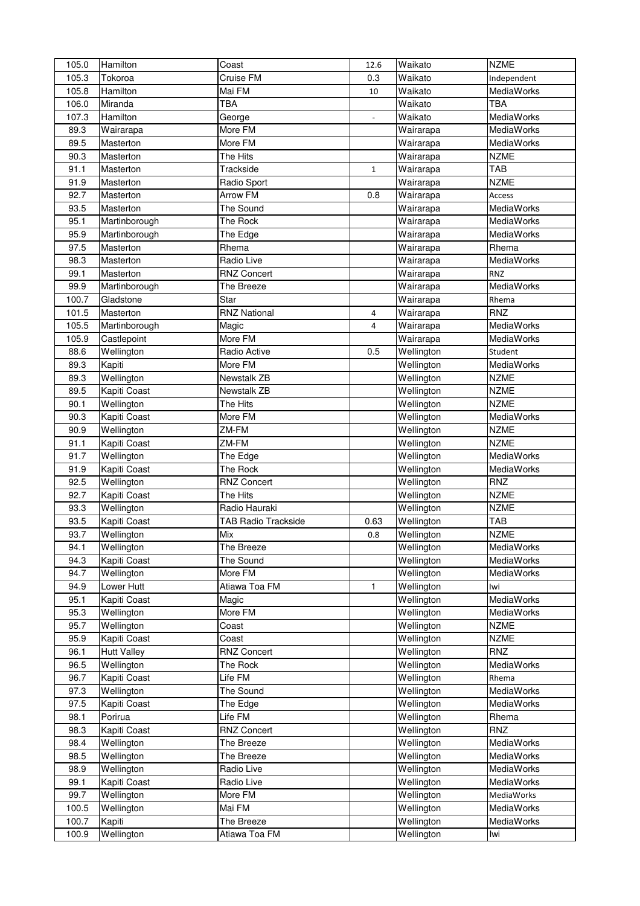| 105.0 | Hamilton | Coast | 12.6 | Waikato | NZME |
|---|---|---|---|---|---|
| 105.3 | Tokoroa | Cruise FM | 0.3 | Waikato | Independent |
| 105.8 | Hamilton | Mai FM | 10 | Waikato | MediaWorks |
| 106.0 | Miranda | TBA | | Waikato | TBA |
| 107.3 | Hamilton | George | - | Waikato | MediaWorks |
| 89.3 | Wairarapa | More FM | | Wairarapa | MediaWorks |
| 89.5 | Masterton | More FM | | Wairarapa | MediaWorks |
| 90.3 | Masterton | The Hits | | Wairarapa | NZME |
| 91.1 | Masterton | Trackside | 1 | Wairarapa | TAB |
| 91.9 | Masterton | Radio Sport | | Wairarapa | NZME |
| 92.7 | Masterton | Arrow FM | 0.8 | Wairarapa | Access |
| 93.5 | Masterton | The Sound | | Wairarapa | MediaWorks |
| 95.1 | Martinborough | The Rock | | Wairarapa | MediaWorks |
| 95.9 | Martinborough | The Edge | | Wairarapa | MediaWorks |
| 97.5 | Masterton | Rhema | | Wairarapa | Rhema |
| 98.3 | Masterton | Radio Live | | Wairarapa | MediaWorks |
| 99.1 | Masterton | RNZ Concert | | Wairarapa | RNZ |
| 99.9 | Martinborough | The Breeze | | Wairarapa | MediaWorks |
| 100.7 | Gladstone | Star | | Wairarapa | Rhema |
| 101.5 | Masterton | RNZ National | 4 | Wairarapa | RNZ |
| 105.5 | Martinborough | Magic | 4 | Wairarapa | MediaWorks |
| 105.9 | Castlepoint | More FM | | Wairarapa | MediaWorks |
| 88.6 | Wellington | Radio Active | 0.5 | Wellington | Student |
| 89.3 | Kapiti | More FM | | Wellington | MediaWorks |
| 89.3 | Wellington | Newstalk ZB | | Wellington | NZME |
| 89.5 | Kapiti Coast | Newstalk ZB | | Wellington | NZME |
| 90.1 | Wellington | The Hits | | Wellington | NZME |
| 90.3 | Kapiti Coast | More FM | | Wellington | MediaWorks |
| 90.9 | Wellington | ZM-FM | | Wellington | NZME |
| 91.1 | Kapiti Coast | ZM-FM | | Wellington | NZME |
| 91.7 | Wellington | The Edge | | Wellington | MediaWorks |
| 91.9 | Kapiti Coast | The Rock | | Wellington | MediaWorks |
| 92.5 | Wellington | RNZ Concert | | Wellington | RNZ |
| 92.7 | Kapiti Coast | The Hits | | Wellington | NZME |
| 93.3 | Wellington | Radio Hauraki | | Wellington | NZME |
| 93.5 | Kapiti Coast | TAB Radio Trackside | 0.63 | Wellington | TAB |
| 93.7 | Wellington | Mix | 0.8 | Wellington | NZME |
| 94.1 | Wellington | The Breeze | | Wellington | MediaWorks |
| 94.3 | Kapiti Coast | The Sound | | Wellington | MediaWorks |
| 94.7 | Wellington | More FM | | Wellington | MediaWorks |
| 94.9 | Lower Hutt | Atiawa Toa FM | 1 | Wellington | Iwi |
| 95.1 | Kapiti Coast | Magic | | Wellington | MediaWorks |
| 95.3 | Wellington | More FM | | Wellington | MediaWorks |
| 95.7 | Wellington | Coast | | Wellington | NZME |
| 95.9 | Kapiti Coast | Coast | | Wellington | NZME |
| 96.1 | Hutt Valley | RNZ Concert | | Wellington | RNZ |
| 96.5 | Wellington | The Rock | | Wellington | MediaWorks |
| 96.7 | Kapiti Coast | Life FM | | Wellington | Rhema |
| 97.3 | Wellington | The Sound | | Wellington | MediaWorks |
| 97.5 | Kapiti Coast | The Edge | | Wellington | MediaWorks |
| 98.1 | Porirua | Life FM | | Wellington | Rhema |
| 98.3 | Kapiti Coast | RNZ Concert | | Wellington | RNZ |
| 98.4 | Wellington | The Breeze | | Wellington | MediaWorks |
| 98.5 | Wellington | The Breeze | | Wellington | MediaWorks |
| 98.9 | Wellington | Radio Live | | Wellington | MediaWorks |
| 99.1 | Kapiti Coast | Radio Live | | Wellington | MediaWorks |
| 99.7 | Wellington | More FM | | Wellington | MediaWorks |
| 100.5 | Wellington | Mai FM | | Wellington | MediaWorks |
| 100.7 | Kapiti | The Breeze | | Wellington | MediaWorks |
| 100.9 | Wellington | Atiawa Toa FM | | Wellington | Iwi |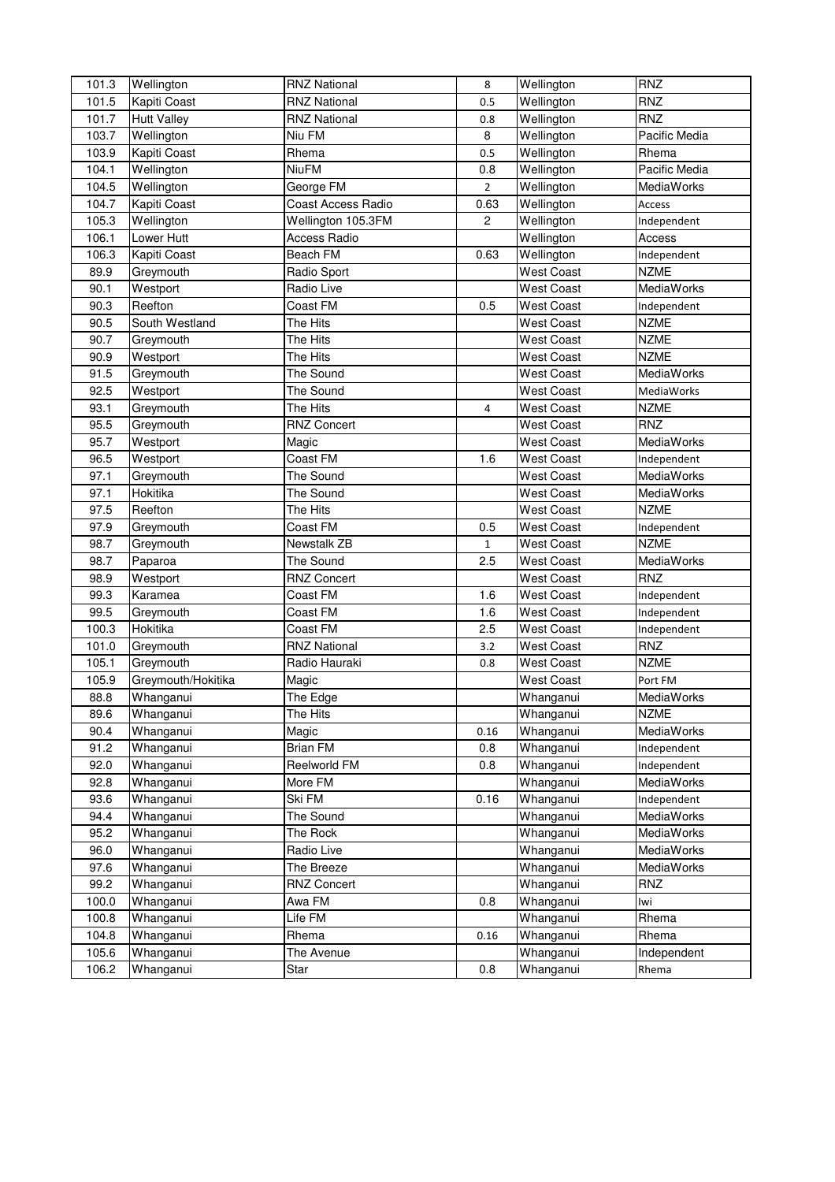| | | | | | |
|---|---|---|---|---|---|
| 101.3 | Wellington | RNZ National | 8 | Wellington | RNZ |
| 101.5 | Kapiti Coast | RNZ National | 0.5 | Wellington | RNZ |
| 101.7 | Hutt Valley | RNZ National | 0.8 | Wellington | RNZ |
| 103.7 | Wellington | Niu FM | 8 | Wellington | Pacific Media |
| 103.9 | Kapiti Coast | Rhema | 0.5 | Wellington | Rhema |
| 104.1 | Wellington | NiuFM | 0.8 | Wellington | Pacific Media |
| 104.5 | Wellington | George FM | 2 | Wellington | MediaWorks |
| 104.7 | Kapiti Coast | Coast Access Radio | 0.63 | Wellington | Access |
| 105.3 | Wellington | Wellington 105.3FM | 2 | Wellington | Independent |
| 106.1 | Lower Hutt | Access Radio | | Wellington | Access |
| 106.3 | Kapiti Coast | Beach FM | 0.63 | Wellington | Independent |
| 89.9 | Greymouth | Radio Sport | | West Coast | NZME |
| 90.1 | Westport | Radio Live | | West Coast | MediaWorks |
| 90.3 | Reefton | Coast FM | 0.5 | West Coast | Independent |
| 90.5 | South Westland | The Hits | | West Coast | NZME |
| 90.7 | Greymouth | The Hits | | West Coast | NZME |
| 90.9 | Westport | The Hits | | West Coast | NZME |
| 91.5 | Greymouth | The Sound | | West Coast | MediaWorks |
| 92.5 | Westport | The Sound | | West Coast | MediaWorks |
| 93.1 | Greymouth | The Hits | 4 | West Coast | NZME |
| 95.5 | Greymouth | RNZ Concert | | West Coast | RNZ |
| 95.7 | Westport | Magic | | West Coast | MediaWorks |
| 96.5 | Westport | Coast FM | 1.6 | West Coast | Independent |
| 97.1 | Greymouth | The Sound | | West Coast | MediaWorks |
| 97.1 | Hokitika | The Sound | | West Coast | MediaWorks |
| 97.5 | Reefton | The Hits | | West Coast | NZME |
| 97.9 | Greymouth | Coast FM | 0.5 | West Coast | Independent |
| 98.7 | Greymouth | Newstalk ZB | 1 | West Coast | NZME |
| 98.7 | Paparoa | The Sound | 2.5 | West Coast | MediaWorks |
| 98.9 | Westport | RNZ Concert | | West Coast | RNZ |
| 99.3 | Karamea | Coast FM | 1.6 | West Coast | Independent |
| 99.5 | Greymouth | Coast FM | 1.6 | West Coast | Independent |
| 100.3 | Hokitika | Coast FM | 2.5 | West Coast | Independent |
| 101.0 | Greymouth | RNZ National | 3.2 | West Coast | RNZ |
| 105.1 | Greymouth | Radio Hauraki | 0.8 | West Coast | NZME |
| 105.9 | Greymouth/Hokitika | Magic | | West Coast | Port FM |
| 88.8 | Whanganui | The Edge | | Whanganui | MediaWorks |
| 89.6 | Whanganui | The Hits | | Whanganui | NZME |
| 90.4 | Whanganui | Magic | 0.16 | Whanganui | MediaWorks |
| 91.2 | Whanganui | Brian FM | 0.8 | Whanganui | Independent |
| 92.0 | Whanganui | Reelworld FM | 0.8 | Whanganui | Independent |
| 92.8 | Whanganui | More FM | | Whanganui | MediaWorks |
| 93.6 | Whanganui | Ski FM | 0.16 | Whanganui | Independent |
| 94.4 | Whanganui | The Sound | | Whanganui | MediaWorks |
| 95.2 | Whanganui | The Rock | | Whanganui | MediaWorks |
| 96.0 | Whanganui | Radio Live | | Whanganui | MediaWorks |
| 97.6 | Whanganui | The Breeze | | Whanganui | MediaWorks |
| 99.2 | Whanganui | RNZ Concert | | Whanganui | RNZ |
| 100.0 | Whanganui | Awa FM | 0.8 | Whanganui | Iwi |
| 100.8 | Whanganui | Life FM | | Whanganui | Rhema |
| 104.8 | Whanganui | Rhema | 0.16 | Whanganui | Rhema |
| 105.6 | Whanganui | The Avenue | | Whanganui | Independent |
| 106.2 | Whanganui | Star | 0.8 | Whanganui | Rhema |